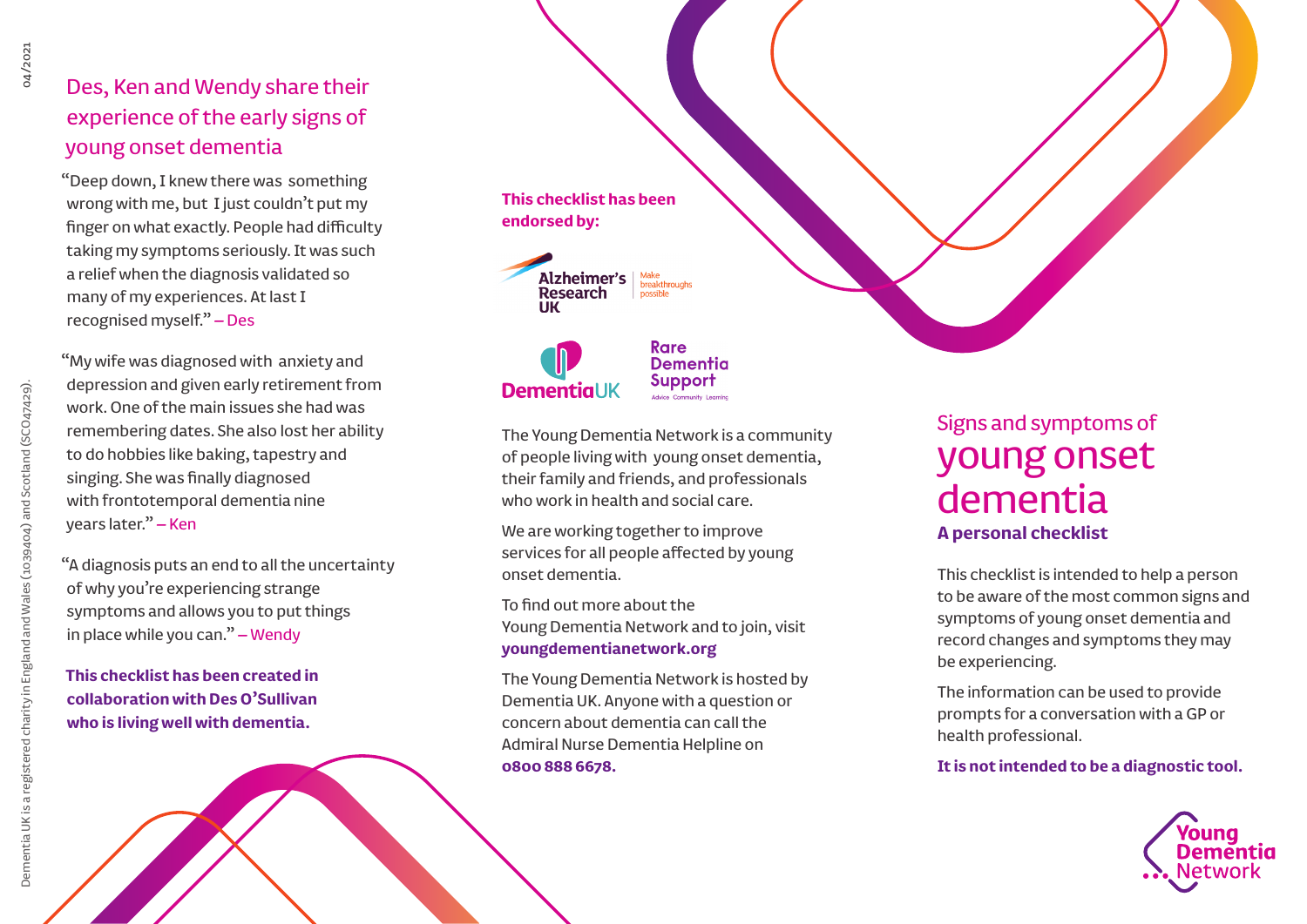## Des, Ken and Wendy share their experience of the early signs of young onset dementia

"Deep down, I knew there was something wrong with me, but I just couldn't put my finger on what exactly. People had difficulty taking my symptoms seriously. It was such a relief when the diagnosis validated so many of my experiences. At last I recognised myself." – Des

"My wife was diagnosed with anxiety and depression and given early retirement from work. One of the main issues she had was remembering dates. She also lost her ability to do hobbies like baking, tapestry and singing. She was finally diagnosed with frontotemporal dementia nine years later." – Ken

"A diagnosis puts an end to all the uncertainty of why you're experiencing strange symptoms and allows you to put things in place while you can." – Wendy

**This checklist has been created in collaboration with Des O'Sullivan who is living well with dementia.**

Dementia UK is a registered charity in England and Wales (1039404) and Scotland (SC047429).

04/2021

**This checklist has been endorsed by:**

Alzheimer's Research UK – Make breakthroughs possible

Dementia UK

Rare Dementia Support – Advice Community Learning

The Young Dementia Network is a community of people living with young onset dementia, their family and friends, and professionals who work in health and social care.

We are working together to improve services for all people affected by young onset dementia.

To find out more about the Young Dementia Network and to join, visit **youngdementianetwork.org**

The Young Dementia Network is hosted by Dementia UK. Anyone with a question or concern about dementia can call the Admiral Nurse Dementia Helpline on **0800 888 6678.**

## Signs and symptoms of
# young onset dementia
### A personal checklist

This checklist is intended to help a person to be aware of the most common signs and symptoms of young onset dementia and record changes and symptoms they may be experiencing.

The information can be used to provide prompts for a conversation with a GP or health professional.

**It is not intended to be a diagnostic tool.**

Young Dementia Network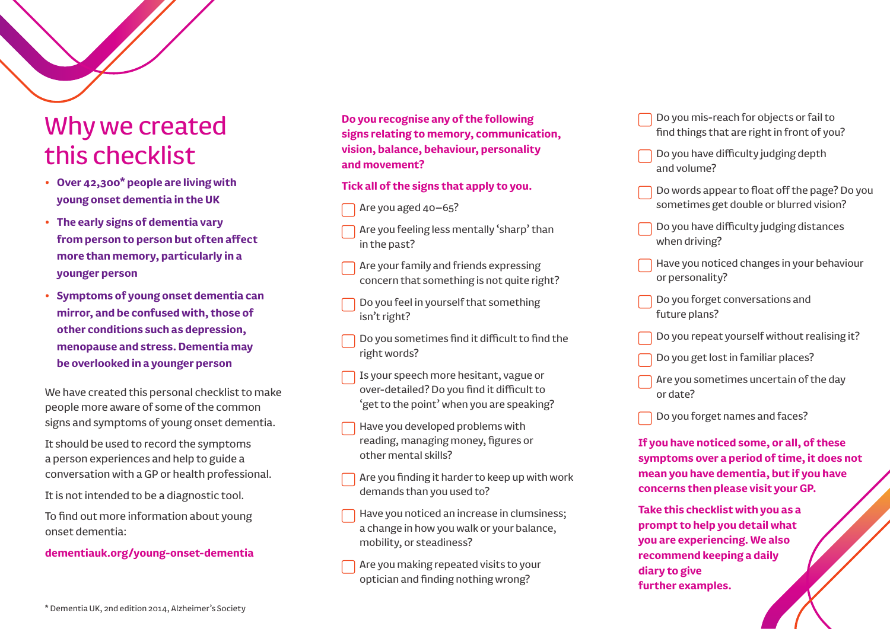# Why we created this checklist

- **Over 42,300* people are living with young onset dementia in the UK**
- **The early signs of dementia vary from person to person but often affect more than memory, particularly in a younger person**
- **Symptoms of young onset dementia can mirror, and be confused with, those of other conditions such as depression, menopause and stress. Dementia may be overlooked in a younger person**

We have created this personal checklist to make people more aware of some of the common signs and symptoms of young onset dementia.

It should be used to record the symptoms a person experiences and help to guide a conversation with a GP or health professional.

It is not intended to be a diagnostic tool.

To find out more information about young onset dementia:

**dementiauk.org/young-onset-dementia**

**Do you recognise any of the following signs relating to memory, communication, vision, balance, behaviour, personality and movement?**

**Tick all of the signs that apply to you.**

- ☐ Are you aged 40–65?
- ☐ Are you feeling less mentally ‘sharp’ than in the past?
- ☐ Are your family and friends expressing concern that something is not quite right?
- ☐ Do you feel in yourself that something isn’t right?
- ☐ Do you sometimes find it difficult to find the right words?
- ☐ Is your speech more hesitant, vague or over-detailed? Do you find it difficult to ‘get to the point’ when you are speaking?
- ☐ Have you developed problems with reading, managing money, figures or other mental skills?
- ☐ Are you finding it harder to keep up with work demands than you used to?
- ☐ Have you noticed an increase in clumsiness; a change in how you walk or your balance, mobility, or steadiness?
- ☐ Are you making repeated visits to your optician and finding nothing wrong?
- ☐ Do you mis-reach for objects or fail to find things that are right in front of you?
- ☐ Do you have difficulty judging depth and volume?
- ☐ Do words appear to float off the page? Do you sometimes get double or blurred vision?
- ☐ Do you have difficulty judging distances when driving?
- ☐ Have you noticed changes in your behaviour or personality?
- ☐ Do you forget conversations and future plans?
- ☐ Do you repeat yourself without realising it?
- ☐ Do you get lost in familiar places?
- ☐ Are you sometimes uncertain of the day or date?
- ☐ Do you forget names and faces?

**If you have noticed some, or all, of these symptoms over a period of time, it does not mean you have dementia, but if you have concerns then please visit your GP.**

**Take this checklist with you as a prompt to help you detail what you are experiencing. We also recommend keeping a daily diary to give further examples.**

* Dementia UK, 2nd edition 2014, Alzheimer’s Society